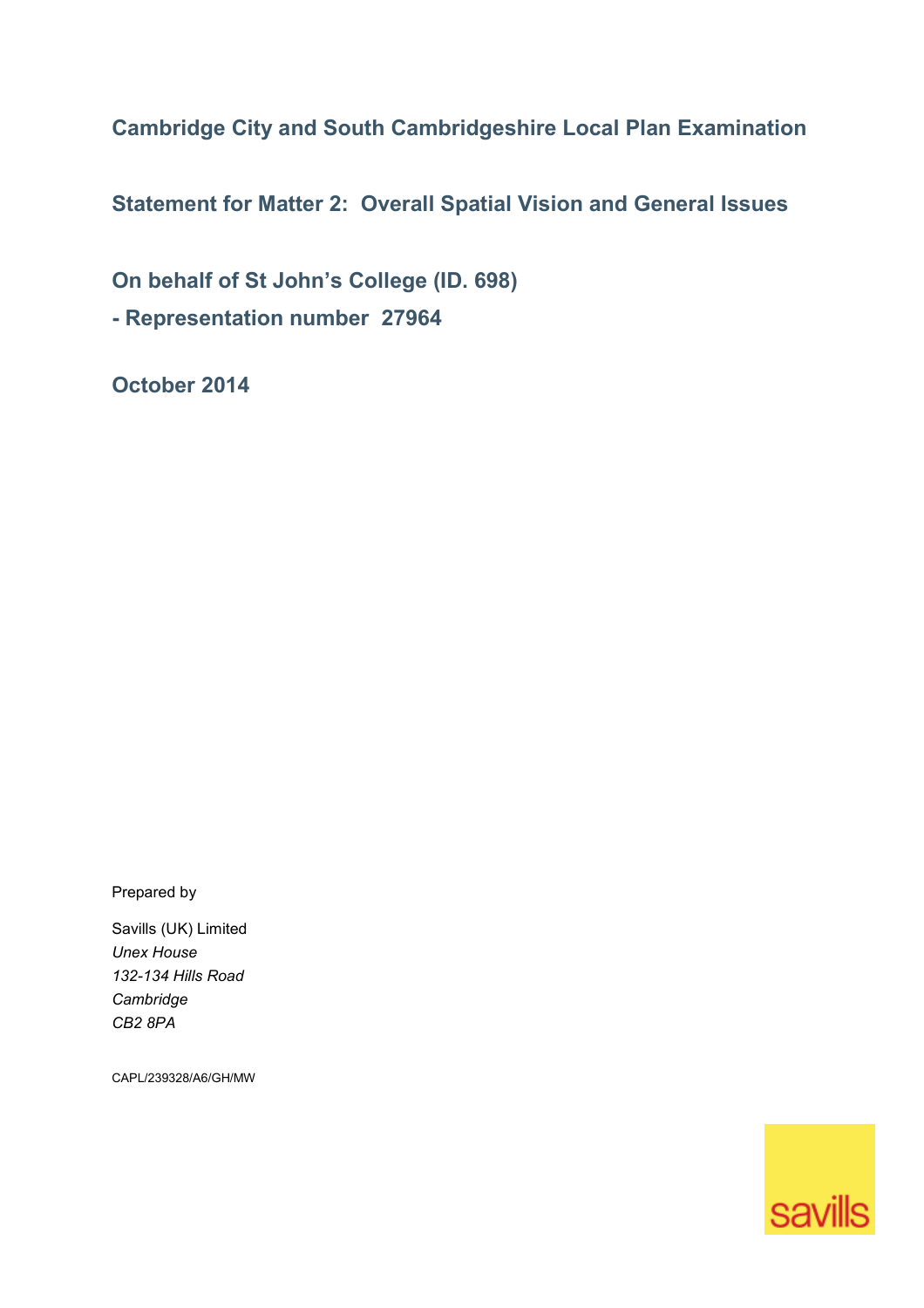# Cambridge City and South Cambridgeshire Local Plan Examination

## Statement for Matter 2: Overall Spatial Vision and General Issues

## On behalf of St John's College (ID. 698)

## - Representation number 27964

## October 2014

Prepared by

Savills (UK) Limited
*Unex House*
*132-134 Hills Road*
*Cambridge*
*CB2 8PA*

CAPL/239328/A6/GH/MW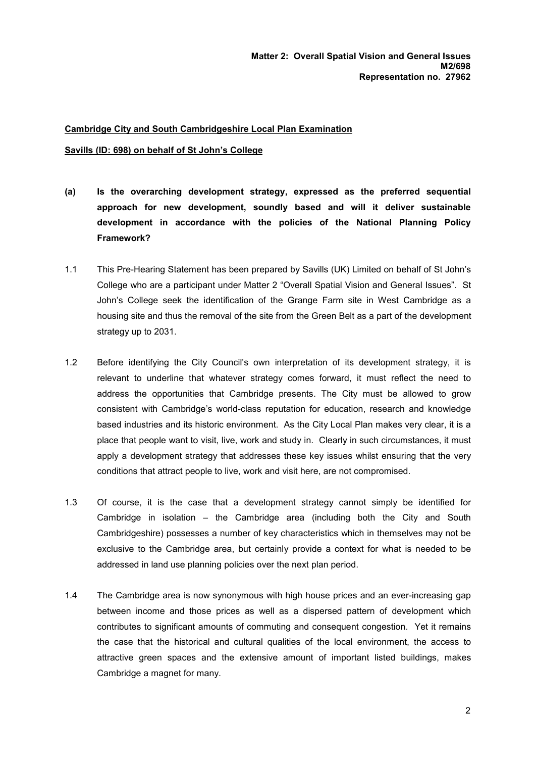**Matter 2: Overall Spatial Vision and General Issues**
**M2/698**
**Representation no. 27962**

**Cambridge City and South Cambridgeshire Local Plan Examination**

**Savills (ID: 698) on behalf of St John's College**

**(a) Is the overarching development strategy, expressed as the preferred sequential approach for new development, soundly based and will it deliver sustainable development in accordance with the policies of the National Planning Policy Framework?**

1.1 This Pre-Hearing Statement has been prepared by Savills (UK) Limited on behalf of St John's College who are a participant under Matter 2 "Overall Spatial Vision and General Issues". St John's College seek the identification of the Grange Farm site in West Cambridge as a housing site and thus the removal of the site from the Green Belt as a part of the development strategy up to 2031.

1.2 Before identifying the City Council's own interpretation of its development strategy, it is relevant to underline that whatever strategy comes forward, it must reflect the need to address the opportunities that Cambridge presents. The City must be allowed to grow consistent with Cambridge's world-class reputation for education, research and knowledge based industries and its historic environment. As the City Local Plan makes very clear, it is a place that people want to visit, live, work and study in. Clearly in such circumstances, it must apply a development strategy that addresses these key issues whilst ensuring that the very conditions that attract people to live, work and visit here, are not compromised.

1.3 Of course, it is the case that a development strategy cannot simply be identified for Cambridge in isolation – the Cambridge area (including both the City and South Cambridgeshire) possesses a number of key characteristics which in themselves may not be exclusive to the Cambridge area, but certainly provide a context for what is needed to be addressed in land use planning policies over the next plan period.

1.4 The Cambridge area is now synonymous with high house prices and an ever-increasing gap between income and those prices as well as a dispersed pattern of development which contributes to significant amounts of commuting and consequent congestion. Yet it remains the case that the historical and cultural qualities of the local environment, the access to attractive green spaces and the extensive amount of important listed buildings, makes Cambridge a magnet for many.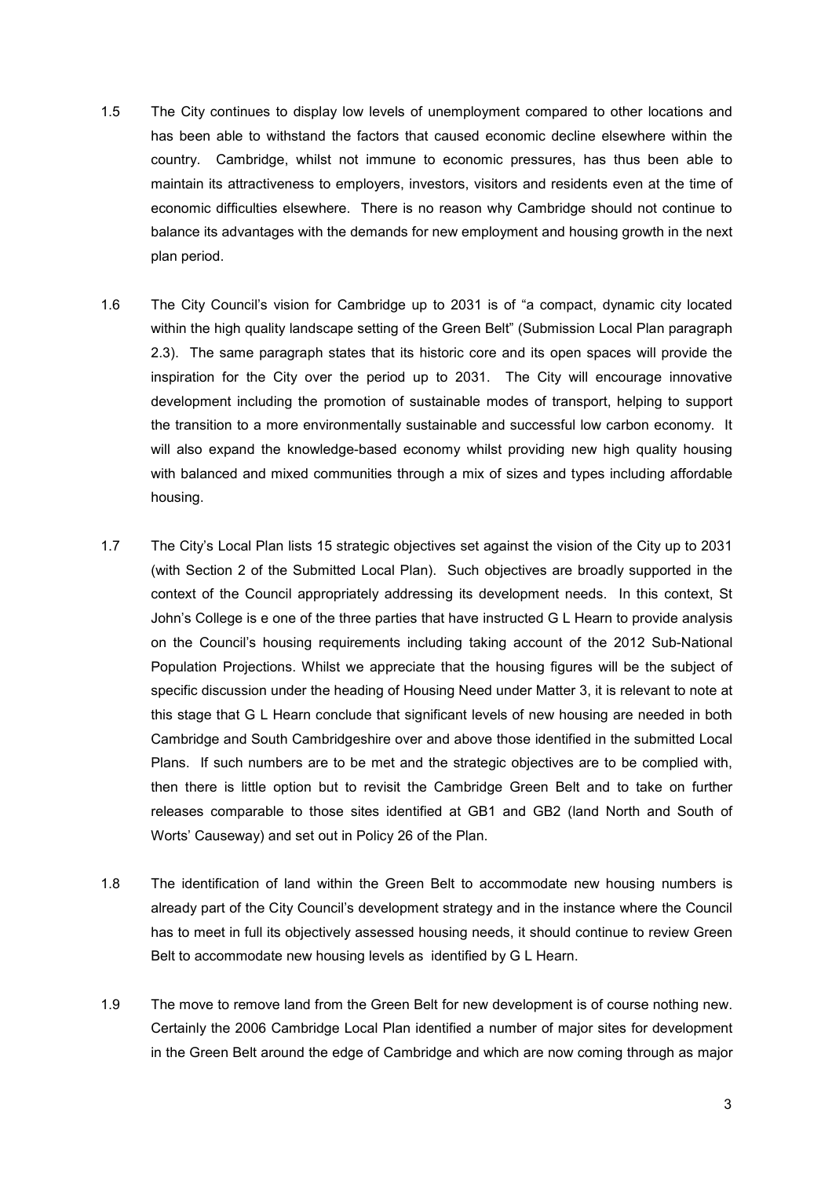1.5 The City continues to display low levels of unemployment compared to other locations and has been able to withstand the factors that caused economic decline elsewhere within the country. Cambridge, whilst not immune to economic pressures, has thus been able to maintain its attractiveness to employers, investors, visitors and residents even at the time of economic difficulties elsewhere. There is no reason why Cambridge should not continue to balance its advantages with the demands for new employment and housing growth in the next plan period.

1.6 The City Council's vision for Cambridge up to 2031 is of "a compact, dynamic city located within the high quality landscape setting of the Green Belt" (Submission Local Plan paragraph 2.3). The same paragraph states that its historic core and its open spaces will provide the inspiration for the City over the period up to 2031. The City will encourage innovative development including the promotion of sustainable modes of transport, helping to support the transition to a more environmentally sustainable and successful low carbon economy. It will also expand the knowledge-based economy whilst providing new high quality housing with balanced and mixed communities through a mix of sizes and types including affordable housing.

1.7 The City's Local Plan lists 15 strategic objectives set against the vision of the City up to 2031 (with Section 2 of the Submitted Local Plan). Such objectives are broadly supported in the context of the Council appropriately addressing its development needs. In this context, St John's College is e one of the three parties that have instructed G L Hearn to provide analysis on the Council's housing requirements including taking account of the 2012 Sub-National Population Projections. Whilst we appreciate that the housing figures will be the subject of specific discussion under the heading of Housing Need under Matter 3, it is relevant to note at this stage that G L Hearn conclude that significant levels of new housing are needed in both Cambridge and South Cambridgeshire over and above those identified in the submitted Local Plans. If such numbers are to be met and the strategic objectives are to be complied with, then there is little option but to revisit the Cambridge Green Belt and to take on further releases comparable to those sites identified at GB1 and GB2 (land North and South of Worts' Causeway) and set out in Policy 26 of the Plan.

1.8 The identification of land within the Green Belt to accommodate new housing numbers is already part of the City Council's development strategy and in the instance where the Council has to meet in full its objectively assessed housing needs, it should continue to review Green Belt to accommodate new housing levels as identified by G L Hearn.

1.9 The move to remove land from the Green Belt for new development is of course nothing new. Certainly the 2006 Cambridge Local Plan identified a number of major sites for development in the Green Belt around the edge of Cambridge and which are now coming through as major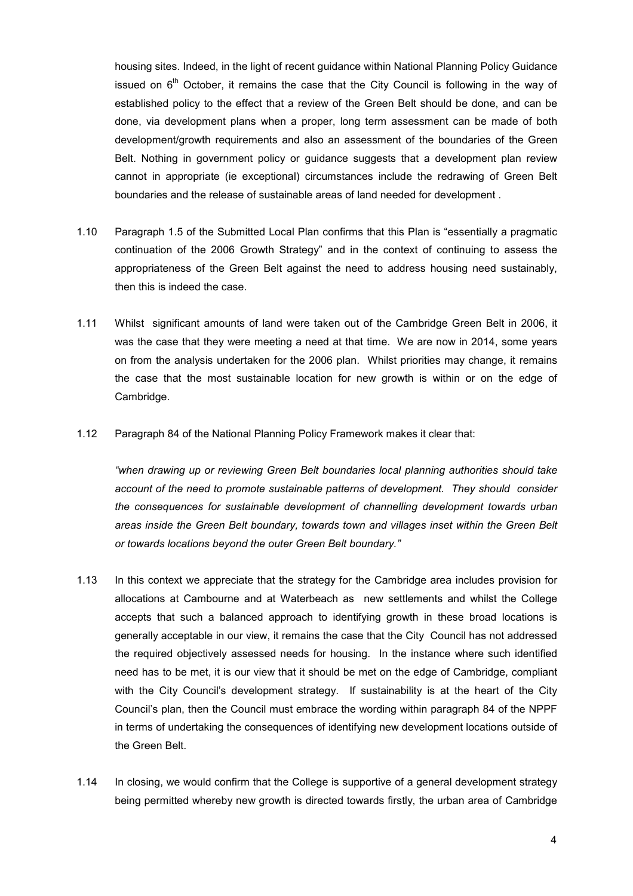housing sites. Indeed, in the light of recent guidance within National Planning Policy Guidance issued on 6th October, it remains the case that the City Council is following in the way of established policy to the effect that a review of the Green Belt should be done, and can be done, via development plans when a proper, long term assessment can be made of both development/growth requirements and also an assessment of the boundaries of the Green Belt. Nothing in government policy or guidance suggests that a development plan review cannot in appropriate (ie exceptional) circumstances include the redrawing of Green Belt boundaries and the release of sustainable areas of land needed for development .

1.10 Paragraph 1.5 of the Submitted Local Plan confirms that this Plan is "essentially a pragmatic continuation of the 2006 Growth Strategy" and in the context of continuing to assess the appropriateness of the Green Belt against the need to address housing need sustainably, then this is indeed the case.

1.11 Whilst significant amounts of land were taken out of the Cambridge Green Belt in 2006, it was the case that they were meeting a need at that time. We are now in 2014, some years on from the analysis undertaken for the 2006 plan. Whilst priorities may change, it remains the case that the most sustainable location for new growth is within or on the edge of Cambridge.

1.12 Paragraph 84 of the National Planning Policy Framework makes it clear that:

*"when drawing up or reviewing Green Belt boundaries local planning authorities should take account of the need to promote sustainable patterns of development. They should consider the consequences for sustainable development of channelling development towards urban areas inside the Green Belt boundary, towards town and villages inset within the Green Belt or towards locations beyond the outer Green Belt boundary."*

1.13 In this context we appreciate that the strategy for the Cambridge area includes provision for allocations at Cambourne and at Waterbeach as new settlements and whilst the College accepts that such a balanced approach to identifying growth in these broad locations is generally acceptable in our view, it remains the case that the City Council has not addressed the required objectively assessed needs for housing. In the instance where such identified need has to be met, it is our view that it should be met on the edge of Cambridge, compliant with the City Council's development strategy. If sustainability is at the heart of the City Council's plan, then the Council must embrace the wording within paragraph 84 of the NPPF in terms of undertaking the consequences of identifying new development locations outside of the Green Belt.

1.14 In closing, we would confirm that the College is supportive of a general development strategy being permitted whereby new growth is directed towards firstly, the urban area of Cambridge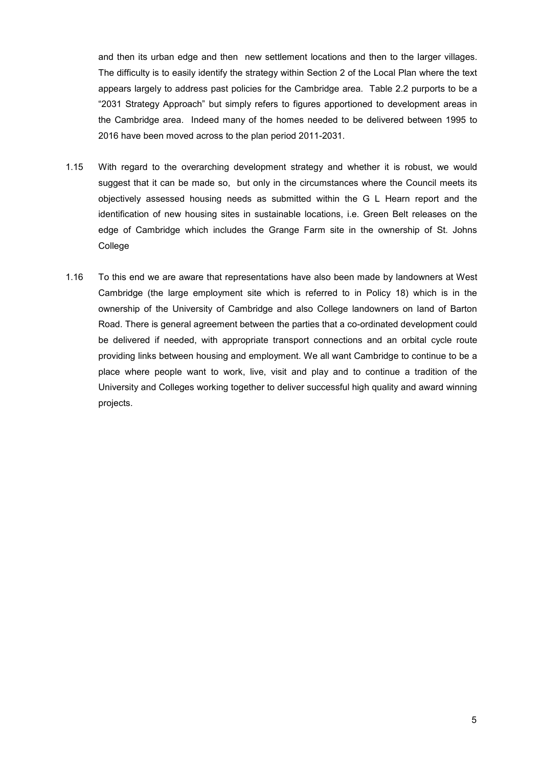and then its urban edge and then new settlement locations and then to the larger villages. The difficulty is to easily identify the strategy within Section 2 of the Local Plan where the text appears largely to address past policies for the Cambridge area. Table 2.2 purports to be a "2031 Strategy Approach" but simply refers to figures apportioned to development areas in the Cambridge area. Indeed many of the homes needed to be delivered between 1995 to 2016 have been moved across to the plan period 2011-2031.

1.15 With regard to the overarching development strategy and whether it is robust, we would suggest that it can be made so, but only in the circumstances where the Council meets its objectively assessed housing needs as submitted within the G L Hearn report and the identification of new housing sites in sustainable locations, i.e. Green Belt releases on the edge of Cambridge which includes the Grange Farm site in the ownership of St. Johns College

1.16 To this end we are aware that representations have also been made by landowners at West Cambridge (the large employment site which is referred to in Policy 18) which is in the ownership of the University of Cambridge and also College landowners on land of Barton Road. There is general agreement between the parties that a co-ordinated development could be delivered if needed, with appropriate transport connections and an orbital cycle route providing links between housing and employment. We all want Cambridge to continue to be a place where people want to work, live, visit and play and to continue a tradition of the University and Colleges working together to deliver successful high quality and award winning projects.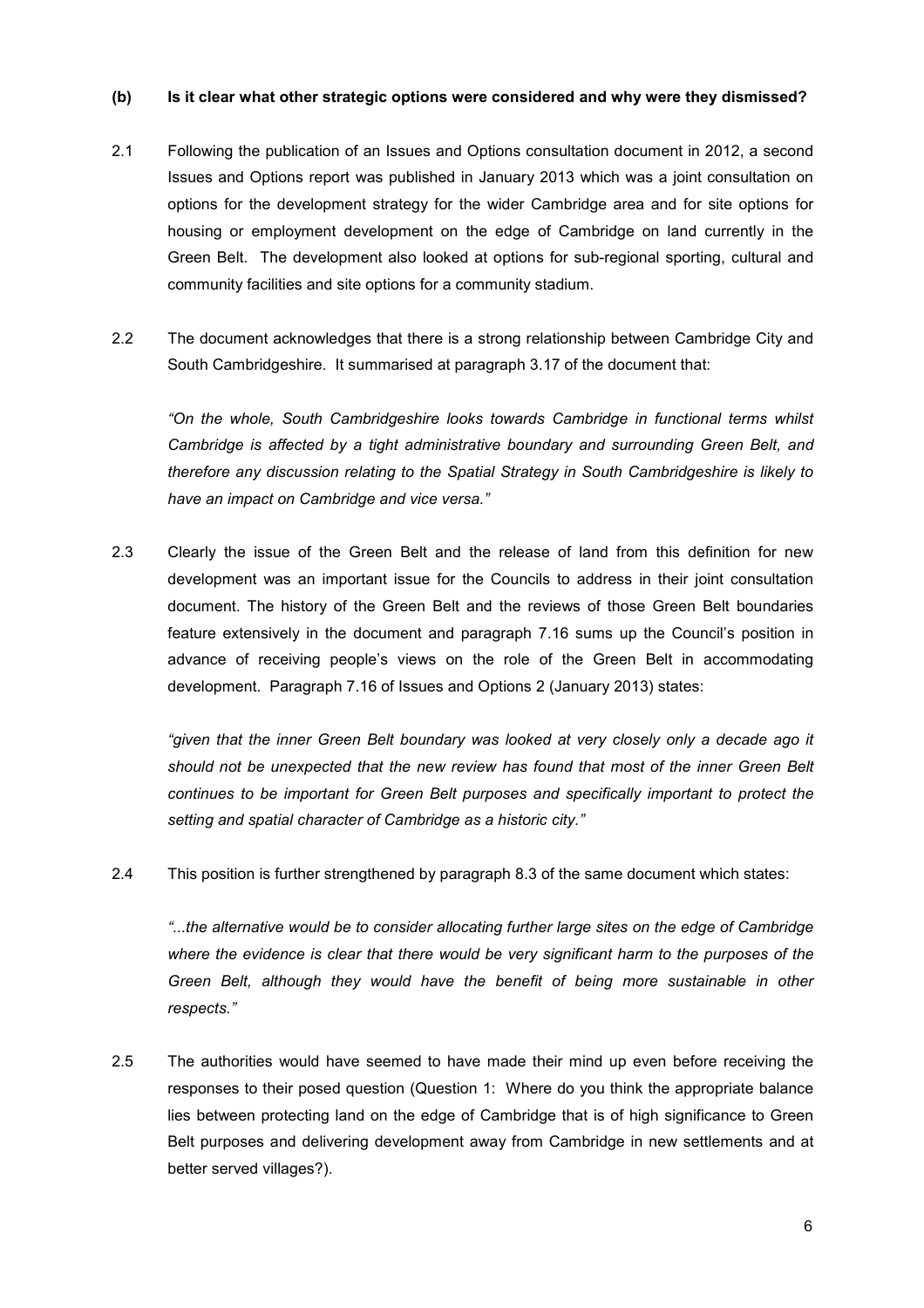**(b) Is it clear what other strategic options were considered and why were they dismissed?**

2.1 Following the publication of an Issues and Options consultation document in 2012, a second Issues and Options report was published in January 2013 which was a joint consultation on options for the development strategy for the wider Cambridge area and for site options for housing or employment development on the edge of Cambridge on land currently in the Green Belt. The development also looked at options for sub-regional sporting, cultural and community facilities and site options for a community stadium.

2.2 The document acknowledges that there is a strong relationship between Cambridge City and South Cambridgeshire. It summarised at paragraph 3.17 of the document that:

*"On the whole, South Cambridgeshire looks towards Cambridge in functional terms whilst Cambridge is affected by a tight administrative boundary and surrounding Green Belt, and therefore any discussion relating to the Spatial Strategy in South Cambridgeshire is likely to have an impact on Cambridge and vice versa."*

2.3 Clearly the issue of the Green Belt and the release of land from this definition for new development was an important issue for the Councils to address in their joint consultation document. The history of the Green Belt and the reviews of those Green Belt boundaries feature extensively in the document and paragraph 7.16 sums up the Council's position in advance of receiving people's views on the role of the Green Belt in accommodating development. Paragraph 7.16 of Issues and Options 2 (January 2013) states:

*"given that the inner Green Belt boundary was looked at very closely only a decade ago it should not be unexpected that the new review has found that most of the inner Green Belt continues to be important for Green Belt purposes and specifically important to protect the setting and spatial character of Cambridge as a historic city."*

2.4 This position is further strengthened by paragraph 8.3 of the same document which states:

*"...the alternative would be to consider allocating further large sites on the edge of Cambridge where the evidence is clear that there would be very significant harm to the purposes of the Green Belt, although they would have the benefit of being more sustainable in other respects."*

2.5 The authorities would have seemed to have made their mind up even before receiving the responses to their posed question (Question 1: Where do you think the appropriate balance lies between protecting land on the edge of Cambridge that is of high significance to Green Belt purposes and delivering development away from Cambridge in new settlements and at better served villages?).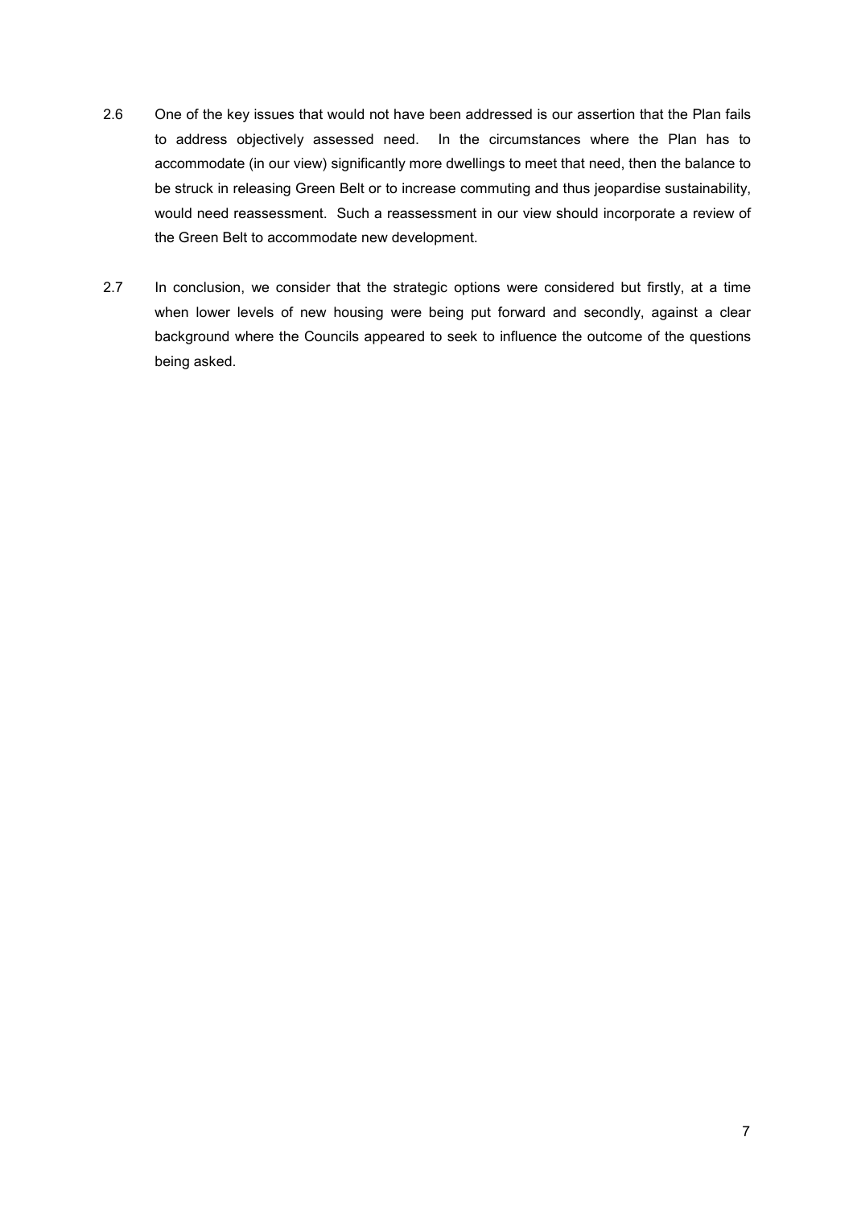2.6 One of the key issues that would not have been addressed is our assertion that the Plan fails to address objectively assessed need. In the circumstances where the Plan has to accommodate (in our view) significantly more dwellings to meet that need, then the balance to be struck in releasing Green Belt or to increase commuting and thus jeopardise sustainability, would need reassessment. Such a reassessment in our view should incorporate a review of the Green Belt to accommodate new development.

2.7 In conclusion, we consider that the strategic options were considered but firstly, at a time when lower levels of new housing were being put forward and secondly, against a clear background where the Councils appeared to seek to influence the outcome of the questions being asked.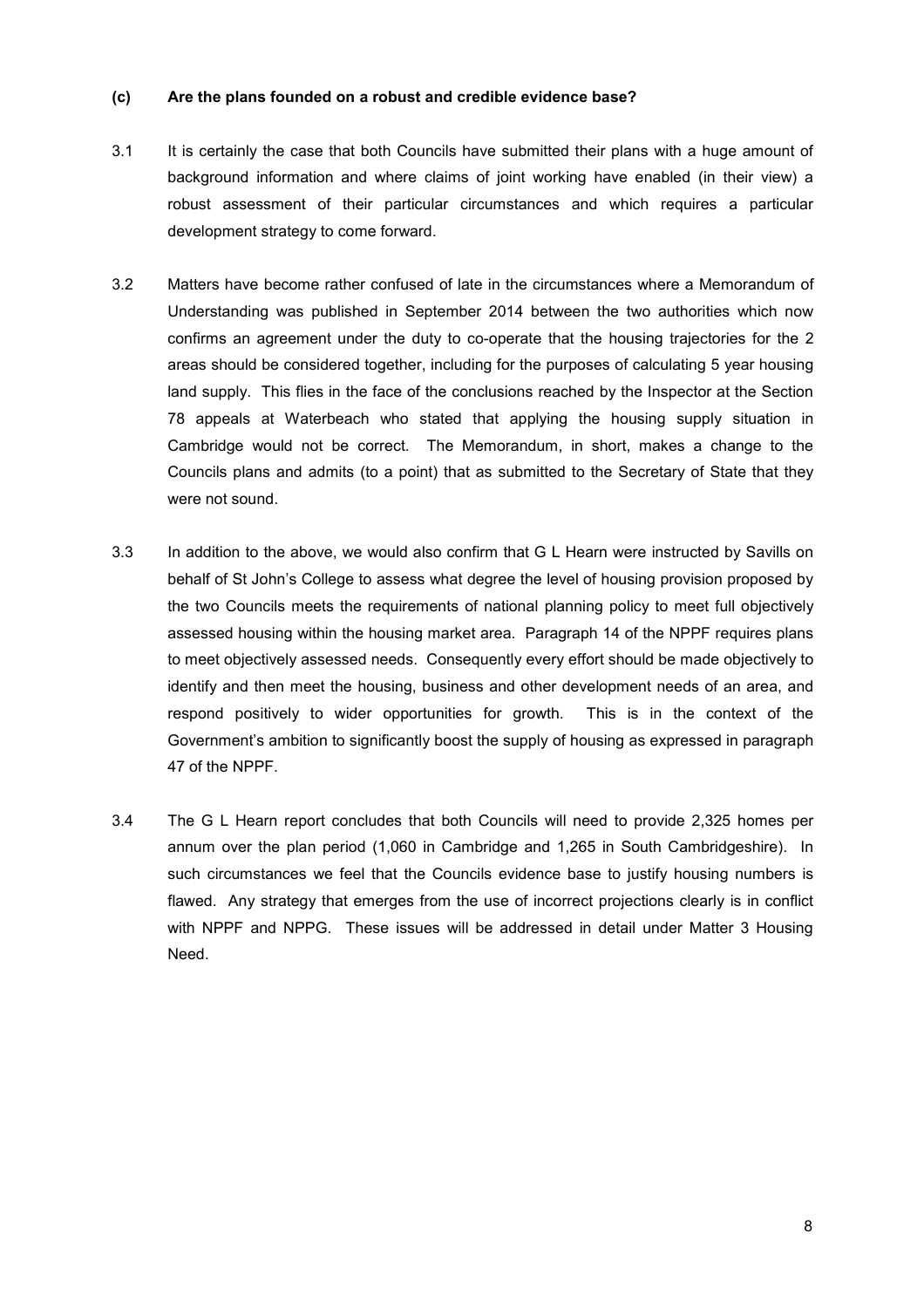**(c) Are the plans founded on a robust and credible evidence base?**

3.1 It is certainly the case that both Councils have submitted their plans with a huge amount of background information and where claims of joint working have enabled (in their view) a robust assessment of their particular circumstances and which requires a particular development strategy to come forward.

3.2 Matters have become rather confused of late in the circumstances where a Memorandum of Understanding was published in September 2014 between the two authorities which now confirms an agreement under the duty to co-operate that the housing trajectories for the 2 areas should be considered together, including for the purposes of calculating 5 year housing land supply. This flies in the face of the conclusions reached by the Inspector at the Section 78 appeals at Waterbeach who stated that applying the housing supply situation in Cambridge would not be correct. The Memorandum, in short, makes a change to the Councils plans and admits (to a point) that as submitted to the Secretary of State that they were not sound.

3.3 In addition to the above, we would also confirm that G L Hearn were instructed by Savills on behalf of St John's College to assess what degree the level of housing provision proposed by the two Councils meets the requirements of national planning policy to meet full objectively assessed housing within the housing market area. Paragraph 14 of the NPPF requires plans to meet objectively assessed needs. Consequently every effort should be made objectively to identify and then meet the housing, business and other development needs of an area, and respond positively to wider opportunities for growth. This is in the context of the Government's ambition to significantly boost the supply of housing as expressed in paragraph 47 of the NPPF.

3.4 The G L Hearn report concludes that both Councils will need to provide 2,325 homes per annum over the plan period (1,060 in Cambridge and 1,265 in South Cambridgeshire). In such circumstances we feel that the Councils evidence base to justify housing numbers is flawed. Any strategy that emerges from the use of incorrect projections clearly is in conflict with NPPF and NPPG. These issues will be addressed in detail under Matter 3 Housing Need.